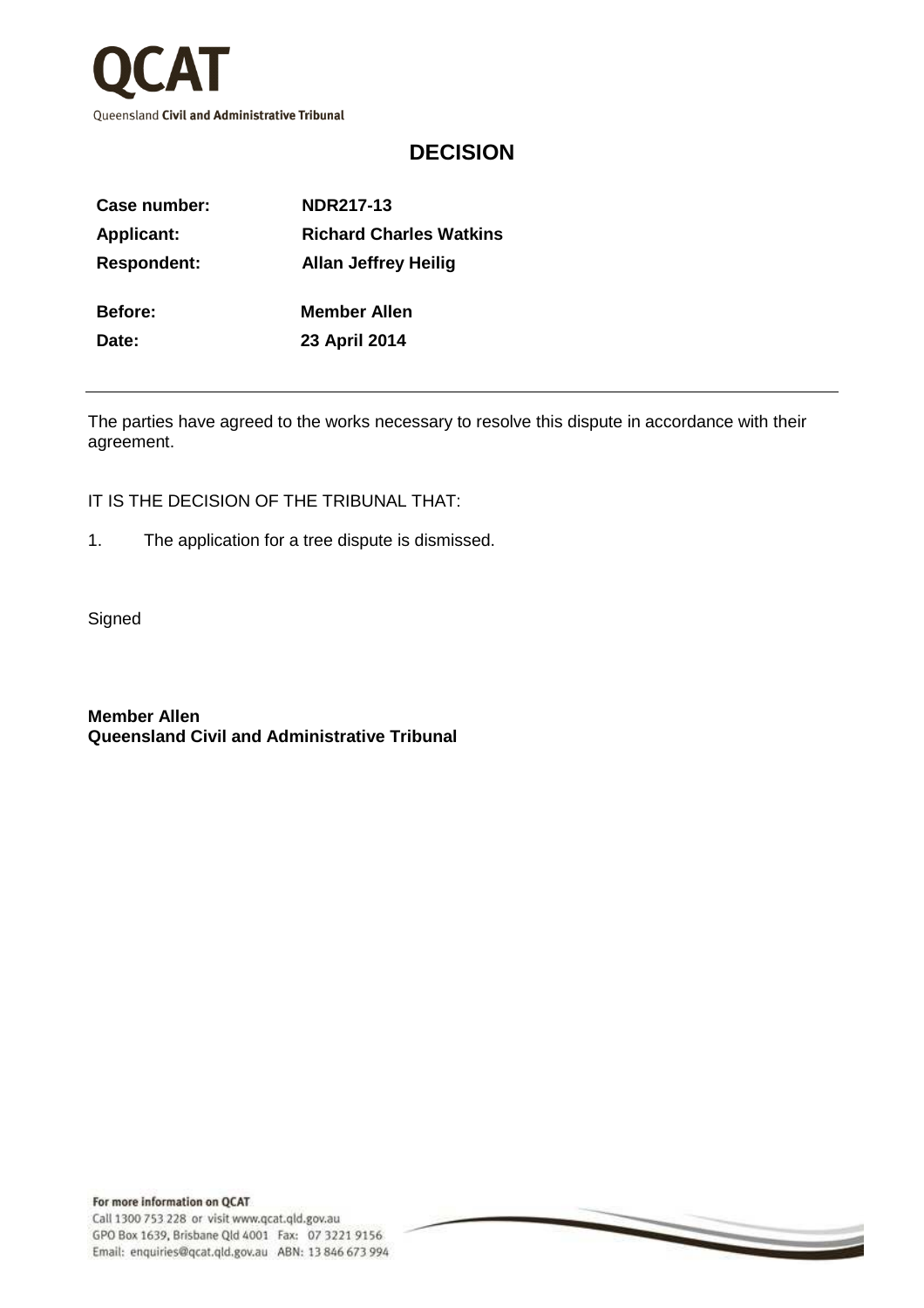**QCAT**

Queensland **Civil and Administrative Tribunal**

# DECISION

| | |
|---|---|
| **Case number:** | **NDR217-13** |
| **Applicant:** | **Richard Charles Watkins** |
| **Respondent:** | **Allan Jeffrey Heilig** |
| **Before:** | **Member Allen** |
| **Date:** | **23 April 2014** |

---

The parties have agreed to the works necessary to resolve this dispute in accordance with their agreement.

IT IS THE DECISION OF THE TRIBUNAL THAT:

1. The application for a tree dispute is dismissed.

Signed

**Member Allen**
**Queensland Civil and Administrative Tribunal**

**For more information on QCAT**
Call 1300 753 228 or visit www.qcat.qld.gov.au
GPO Box 1639, Brisbane Qld 4001 Fax: 07 3221 9156
Email: enquiries@qcat.qld.gov.au ABN: 13 846 673 994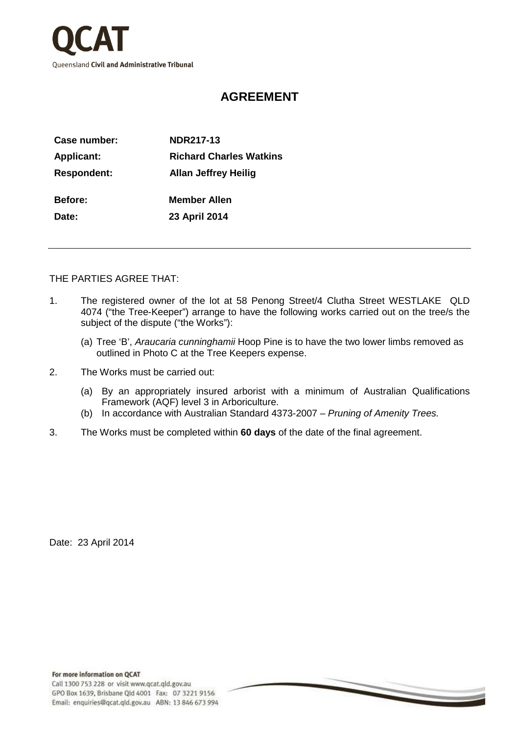QCAT

Queensland Civil and Administrative Tribunal

# AGREEMENT

| | |
|---|---|
| **Case number:** | **NDR217-13** |
| **Applicant:** | **Richard Charles Watkins** |
| **Respondent:** | **Allan Jeffrey Heilig** |
| **Before:** | **Member Allen** |
| **Date:** | **23 April 2014** |

---

THE PARTIES AGREE THAT:

1. The registered owner of the lot at 58 Penong Street/4 Clutha Street WESTLAKE QLD 4074 ("the Tree-Keeper") arrange to have the following works carried out on the tree/s the subject of the dispute ("the Works"):

   (a) Tree 'B', *Araucaria cunninghamii* Hoop Pine is to have the two lower limbs removed as outlined in Photo C at the Tree Keepers expense.

2. The Works must be carried out:

   (a) By an appropriately insured arborist with a minimum of Australian Qualifications Framework (AQF) level 3 in Arboriculture.

   (b) In accordance with Australian Standard 4373-2007 – *Pruning of Amenity Trees.*

3. The Works must be completed within **60 days** of the date of the final agreement.

Date: 23 April 2014

For more information on QCAT

Call 1300 753 228 or visit www.qcat.qld.gov.au

GPO Box 1639, Brisbane Qld 4001 Fax: 07 3221 9156

Email: enquiries@qcat.qld.gov.au ABN: 13 846 673 994